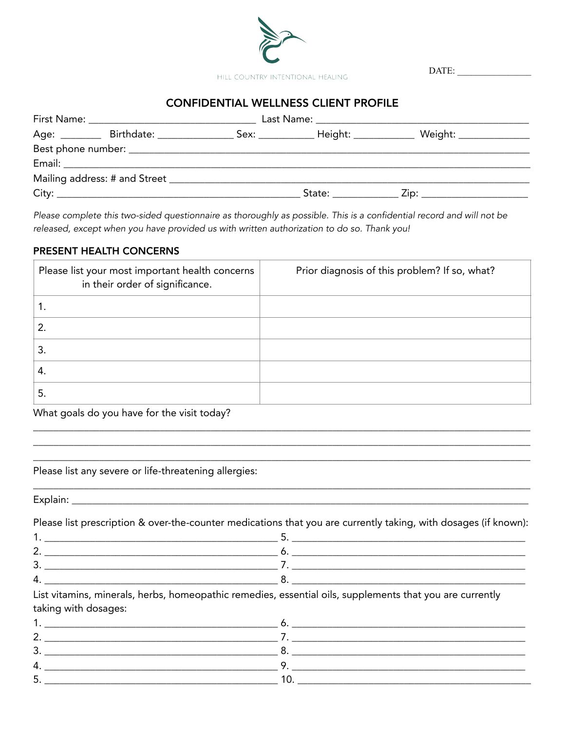HILL COUNTRY INTENTIONAL HEALING

DATE: ________________

## CONFIDENTIAL WELLNESS CLIENT PROFILE

First Name: _______________________________ Last Name: _______________________________________

Age: _______ Birthdate: ______________ Sex: __________ Height: ___________ Weight: _____________

Best phone number: ___________________________________________________________________________

Email: _______________________________________________________________________________________

Mailing address: # and Street _______________________________________________________________

City: _____________________________________________ State: ____________ Zip: ___________________

*Please complete this two-sided questionnaire as thoroughly as possible. This is a confidential record and will not be released, except when you have provided us with written authorization to do so. Thank you!*

### PRESENT HEALTH CONCERNS

| Please list your most important health concerns in their order of significance. | Prior diagnosis of this problem? If so, what? |
|---|---|
| 1. | |
| 2. | |
| 3. | |
| 4. | |
| 5. | |

What goals do you have for the visit today?

_____________________________________________________________________________________________

_____________________________________________________________________________________________

_____________________________________________________________________________________________

Please list any severe or life-threatening allergies:

_____________________________________________________________________________________________

Explain: _____________________________________________________________________________________

Please list prescription & over-the-counter medications that you are currently taking, with dosages (if known):

1. ___________________________________________ 5. ___________________________________________
2. ___________________________________________ 6. ___________________________________________
3. ___________________________________________ 7. ___________________________________________
4. ___________________________________________ 8. ___________________________________________

List vitamins, minerals, herbs, homeopathic remedies, essential oils, supplements that you are currently taking with dosages:

1. ___________________________________________ 6. ___________________________________________
2. ___________________________________________ 7. ___________________________________________
3. ___________________________________________ 8. ___________________________________________
4. ___________________________________________ 9. ___________________________________________
5. ___________________________________________ 10. __________________________________________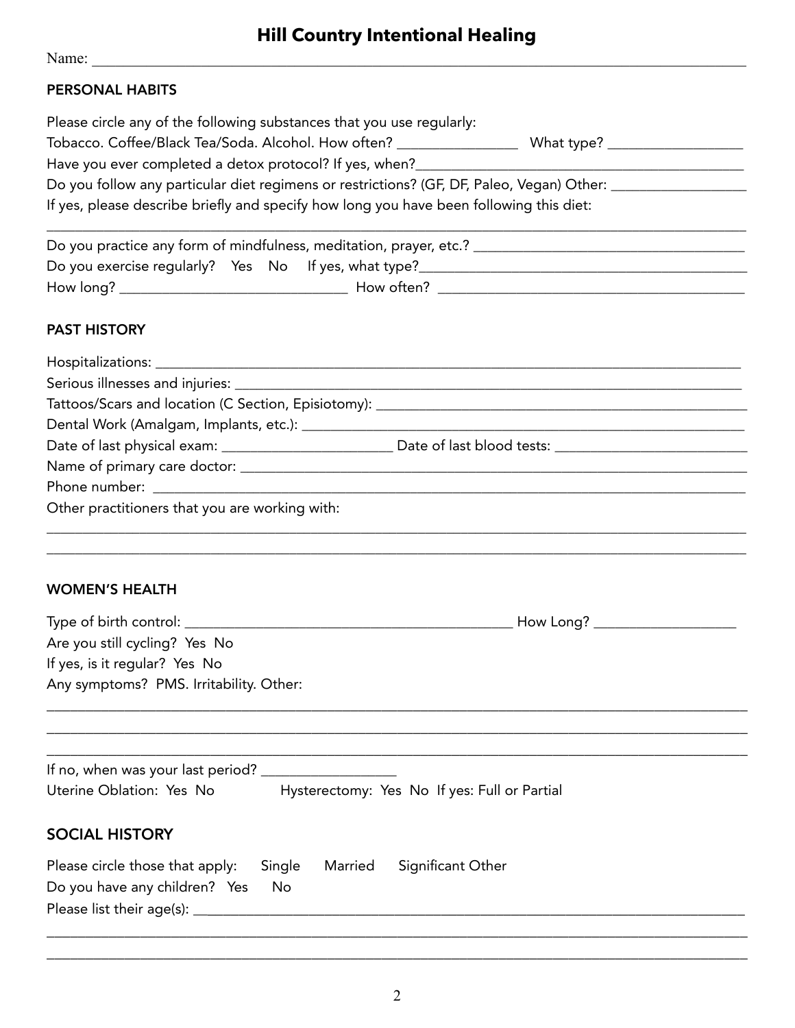# Hill Country Intentional Healing

Name: ______________________________________________________________________________

## PERSONAL HABITS

Please circle any of the following substances that you use regularly:

Tobacco. Coffee/Black Tea/Soda. Alcohol. How often? ________________ What type? __________________

Have you ever completed a detox protocol? If yes, when?_____________________________________________

Do you follow any particular diet regimens or restrictions? (GF, DF, Paleo, Vegan) Other: __________________

If yes, please describe briefly and specify how long you have been following this diet:

______________________________________________________________________________________________

Do you practice any form of mindfulness, meditation, prayer, etc.? ______________________________________

Do you exercise regularly? Yes No If yes, what type?_____________________________________________

How long? ______________________________ How often? _________________________________________

## PAST HISTORY

Hospitalizations: ___________________________________________________________________________

Serious illnesses and injuries: _________________________________________________________________

Tattoos/Scars and location (C Section, Episiotomy): ________________________________________________

Dental Work (Amalgam, Implants, etc.): __________________________________________________________

Date of last physical exam: _______________________ Date of last blood tests: _________________________

Name of primary care doctor: _________________________________________________________________

Phone number: ____________________________________________________________________________

Other practitioners that you are working with:

______________________________________________________________________________________________

______________________________________________________________________________________________

## WOMEN'S HEALTH

Type of birth control: ____________________________________________ How Long? ___________________

Are you still cycling? Yes No

If yes, is it regular? Yes No

Any symptoms? PMS. Irritability. Other:

______________________________________________________________________________________________

______________________________________________________________________________________________

______________________________________________________________________________________________

If no, when was your last period? __________________

Uterine Oblation: Yes No Hysterectomy: Yes No If yes: Full or Partial

## SOCIAL HISTORY

Please circle those that apply: Single Married Significant Other

Do you have any children? Yes No

Please list their age(s): _______________________________________________________________________

______________________________________________________________________________________________

______________________________________________________________________________________________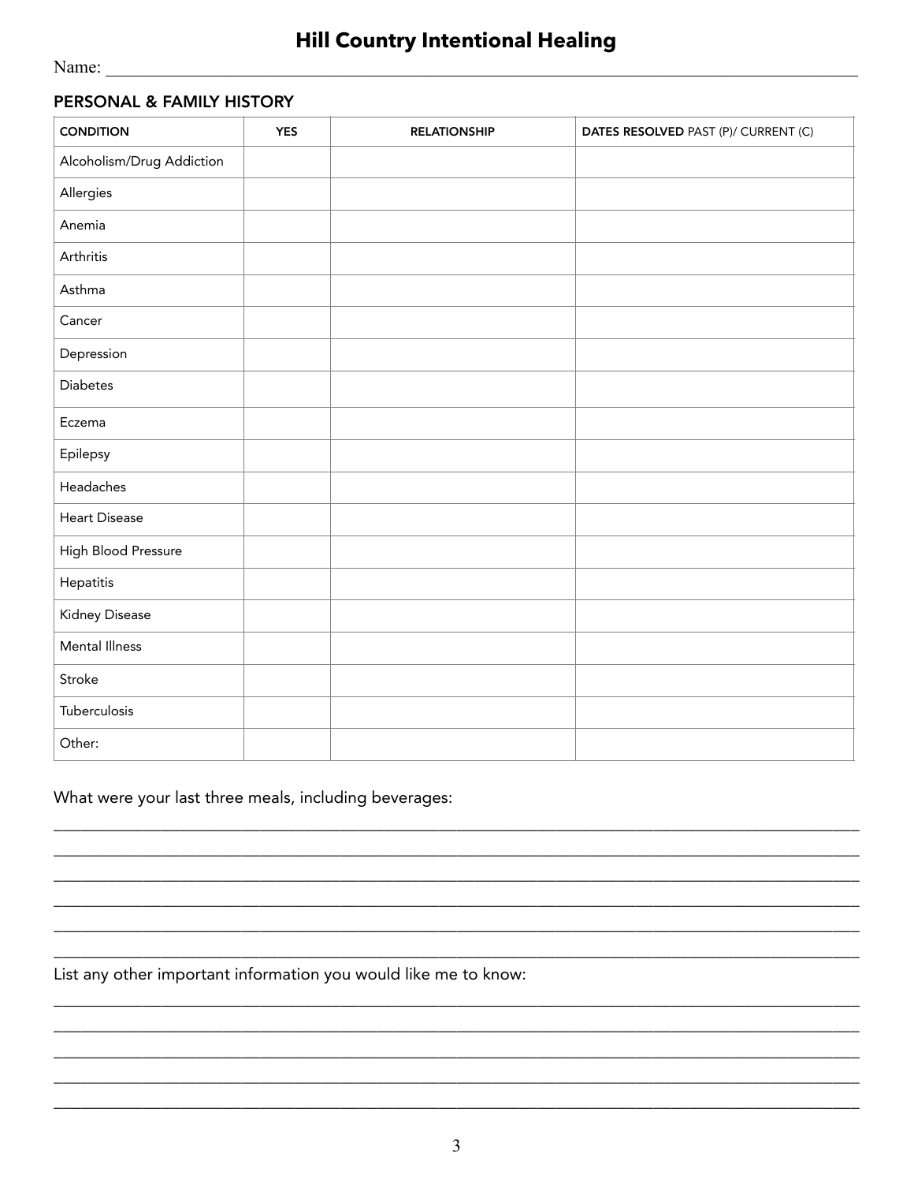# Hill Country Intentional Healing

Name: ______________________________________________________________________

## PERSONAL & FAMILY HISTORY

| CONDITION | YES | RELATIONSHIP | DATES RESOLVED PAST (P)/ CURRENT (C) |
|---|---|---|---|
| Alcoholism/Drug Addiction | | | |
| Allergies | | | |
| Anemia | | | |
| Arthritis | | | |
| Asthma | | | |
| Cancer | | | |
| Depression | | | |
| Diabetes | | | |
| Eczema | | | |
| Epilepsy | | | |
| Headaches | | | |
| Heart Disease | | | |
| High Blood Pressure | | | |
| Hepatitis | | | |
| Kidney Disease | | | |
| Mental Illness | | | |
| Stroke | | | |
| Tuberculosis | | | |
| Other: | | | |

What were your last three meals, including beverages:

______________________________________________________________________
______________________________________________________________________
______________________________________________________________________
______________________________________________________________________
______________________________________________________________________
______________________________________________________________________

List any other important information you would like me to know:

______________________________________________________________________
______________________________________________________________________
______________________________________________________________________
______________________________________________________________________
______________________________________________________________________